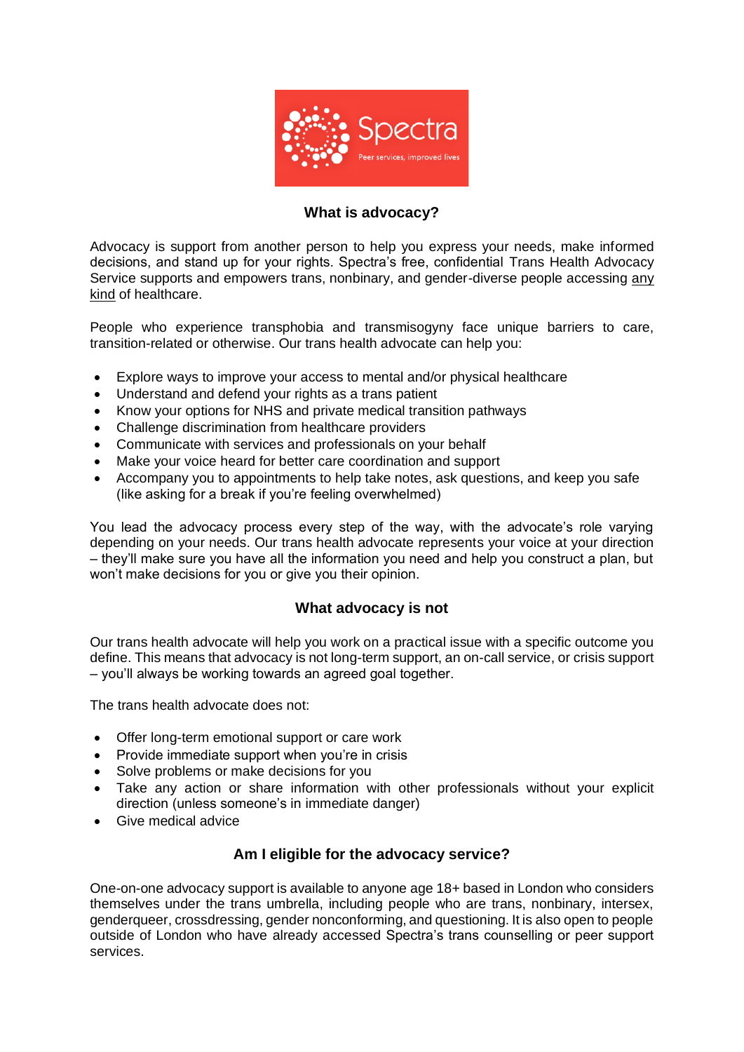Spectra

Peer services, improved lives

## What is advocacy?

Advocacy is support from another person to help you express your needs, make informed decisions, and stand up for your rights. Spectra's free, confidential Trans Health Advocacy Service supports and empowers trans, nonbinary, and gender-diverse people accessing any kind of healthcare.

People who experience transphobia and transmisogyny face unique barriers to care, transition-related or otherwise. Our trans health advocate can help you:

- Explore ways to improve your access to mental and/or physical healthcare
- Understand and defend your rights as a trans patient
- Know your options for NHS and private medical transition pathways
- Challenge discrimination from healthcare providers
- Communicate with services and professionals on your behalf
- Make your voice heard for better care coordination and support
- Accompany you to appointments to help take notes, ask questions, and keep you safe (like asking for a break if you're feeling overwhelmed)

You lead the advocacy process every step of the way, with the advocate's role varying depending on your needs. Our trans health advocate represents your voice at your direction – they'll make sure you have all the information you need and help you construct a plan, but won't make decisions for you or give you their opinion.

## What advocacy is not

Our trans health advocate will help you work on a practical issue with a specific outcome you define. This means that advocacy is not long-term support, an on-call service, or crisis support – you'll always be working towards an agreed goal together.

The trans health advocate does not:

- Offer long-term emotional support or care work
- Provide immediate support when you're in crisis
- Solve problems or make decisions for you
- Take any action or share information with other professionals without your explicit direction (unless someone's in immediate danger)
- Give medical advice

## Am I eligible for the advocacy service?

One-on-one advocacy support is available to anyone age 18+ based in London who considers themselves under the trans umbrella, including people who are trans, nonbinary, intersex, genderqueer, crossdressing, gender nonconforming, and questioning. It is also open to people outside of London who have already accessed Spectra's trans counselling or peer support services.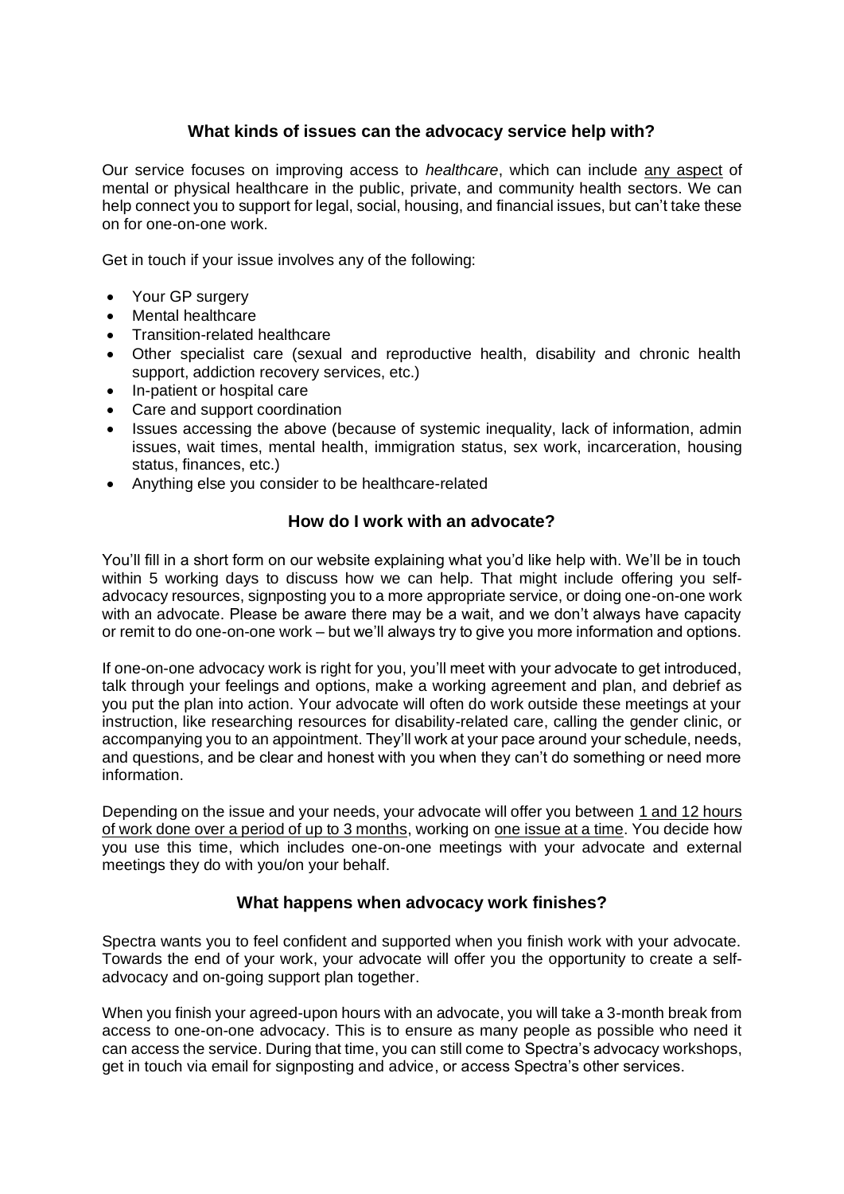## What kinds of issues can the advocacy service help with?

Our service focuses on improving access to *healthcare*, which can include any aspect of mental or physical healthcare in the public, private, and community health sectors. We can help connect you to support for legal, social, housing, and financial issues, but can't take these on for one-on-one work.

Get in touch if your issue involves any of the following:

- Your GP surgery
- Mental healthcare
- Transition-related healthcare
- Other specialist care (sexual and reproductive health, disability and chronic health support, addiction recovery services, etc.)
- In-patient or hospital care
- Care and support coordination
- Issues accessing the above (because of systemic inequality, lack of information, admin issues, wait times, mental health, immigration status, sex work, incarceration, housing status, finances, etc.)
- Anything else you consider to be healthcare-related

## How do I work with an advocate?

You'll fill in a short form on our website explaining what you'd like help with. We'll be in touch within 5 working days to discuss how we can help. That might include offering you self-advocacy resources, signposting you to a more appropriate service, or doing one-on-one work with an advocate. Please be aware there may be a wait, and we don't always have capacity or remit to do one-on-one work – but we'll always try to give you more information and options.

If one-on-one advocacy work is right for you, you'll meet with your advocate to get introduced, talk through your feelings and options, make a working agreement and plan, and debrief as you put the plan into action. Your advocate will often do work outside these meetings at your instruction, like researching resources for disability-related care, calling the gender clinic, or accompanying you to an appointment. They'll work at your pace around your schedule, needs, and questions, and be clear and honest with you when they can't do something or need more information.

Depending on the issue and your needs, your advocate will offer you between 1 and 12 hours of work done over a period of up to 3 months, working on one issue at a time. You decide how you use this time, which includes one-on-one meetings with your advocate and external meetings they do with you/on your behalf.

## What happens when advocacy work finishes?

Spectra wants you to feel confident and supported when you finish work with your advocate. Towards the end of your work, your advocate will offer you the opportunity to create a self-advocacy and on-going support plan together.

When you finish your agreed-upon hours with an advocate, you will take a 3-month break from access to one-on-one advocacy. This is to ensure as many people as possible who need it can access the service. During that time, you can still come to Spectra's advocacy workshops, get in touch via email for signposting and advice, or access Spectra's other services.